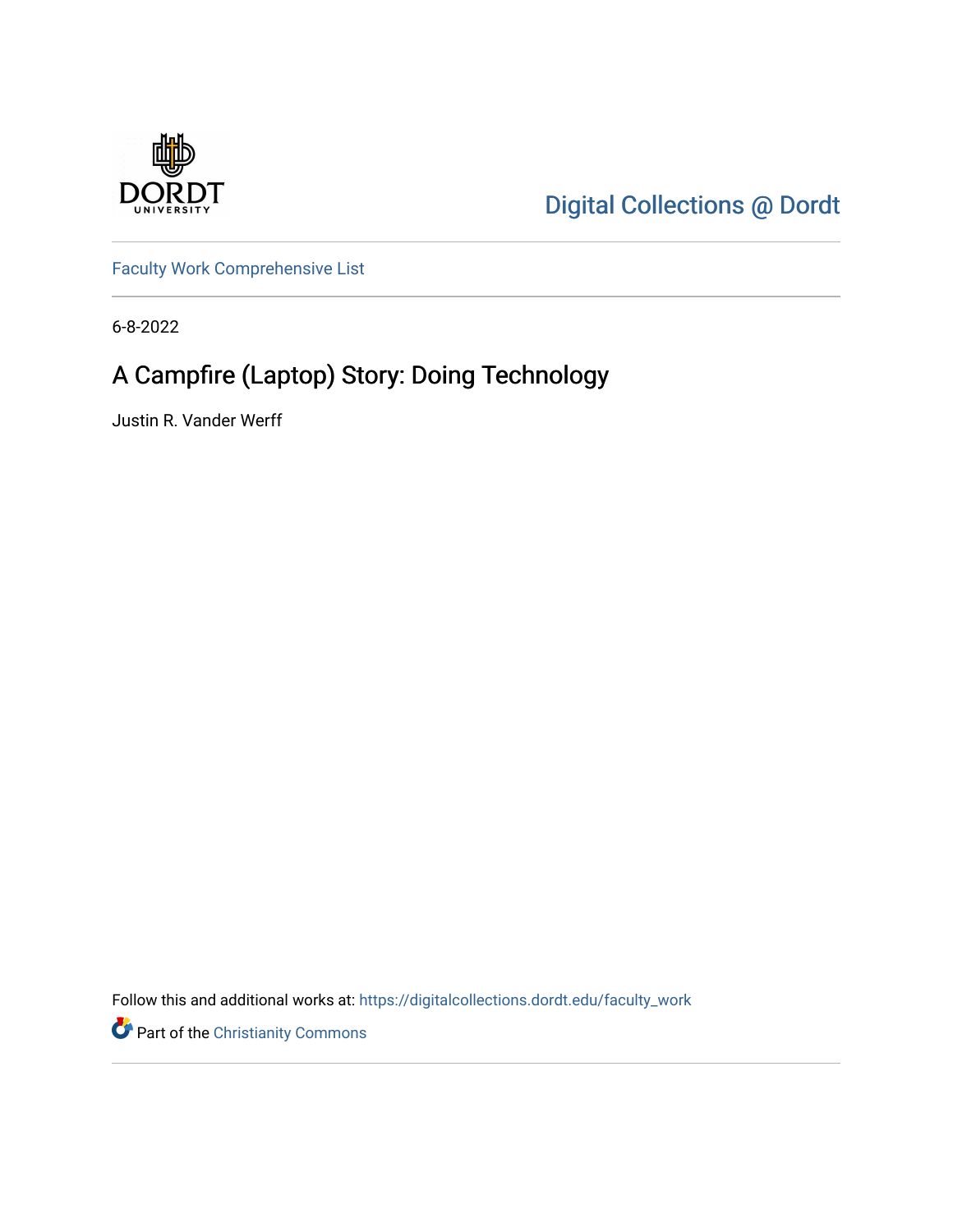Digital Collections @ Dordt

Faculty Work Comprehensive List

6-8-2022

# A Campfire (Laptop) Story: Doing Technology

Justin R. Vander Werff

Follow this and additional works at: https://digitalcollections.dordt.edu/faculty_work

Part of the Christianity Commons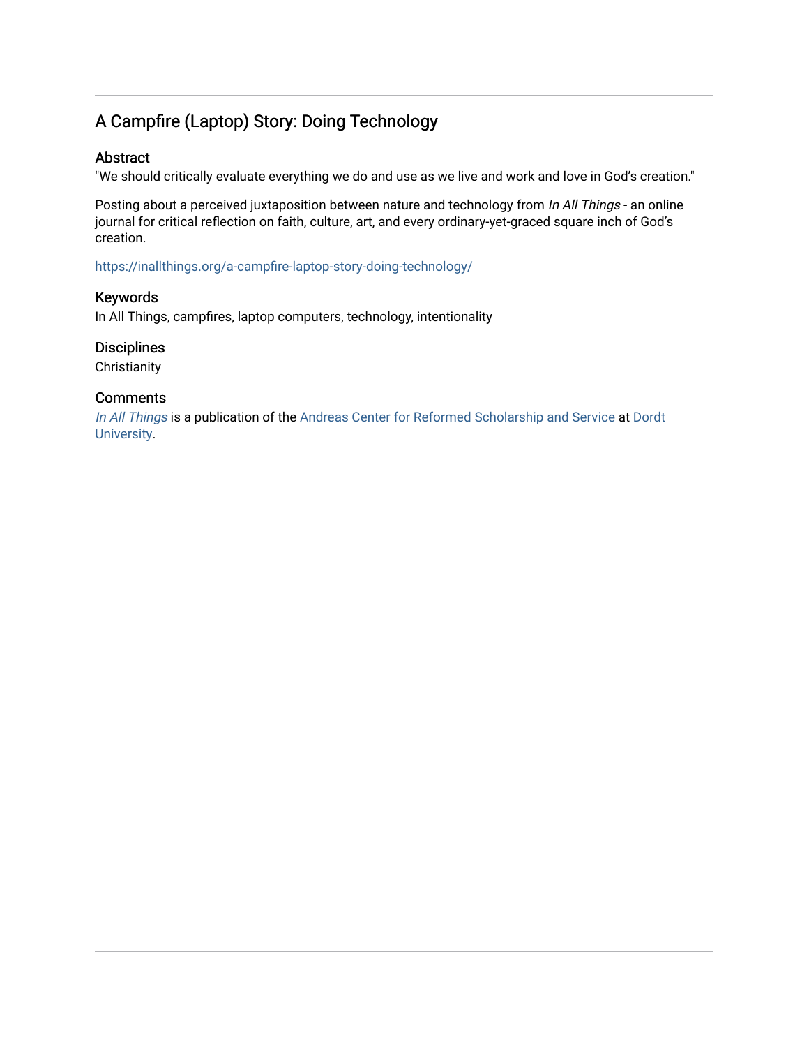# A Campfire (Laptop) Story: Doing Technology

## Abstract

"We should critically evaluate everything we do and use as we live and work and love in God's creation."

Posting about a perceived juxtaposition between nature and technology from *In All Things* - an online journal for critical reflection on faith, culture, art, and every ordinary-yet-graced square inch of God's creation.

https://inallthings.org/a-campfire-laptop-story-doing-technology/

## Keywords

In All Things, campfires, laptop computers, technology, intentionality

## Disciplines

Christianity

## Comments

*In All Things* is a publication of the Andreas Center for Reformed Scholarship and Service at Dordt University.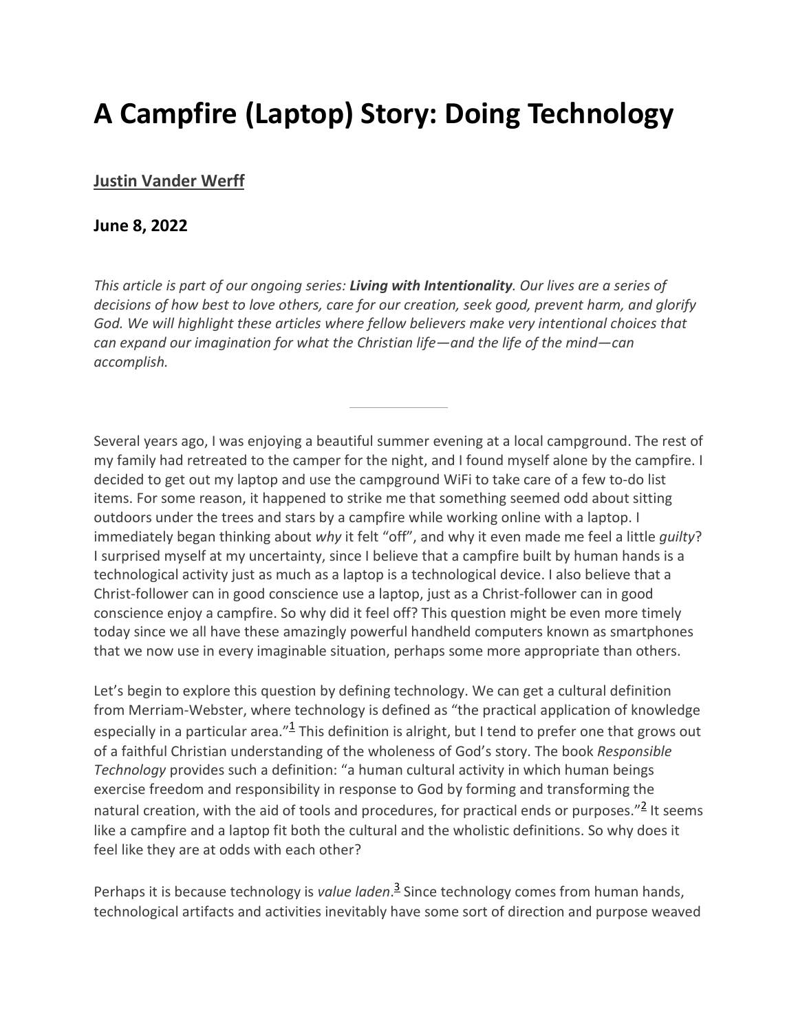# A Campfire (Laptop) Story: Doing Technology

**Justin Vander Werff**

**June 8, 2022**

*This article is part of our ongoing series: **Living with Intentionality**. Our lives are a series of decisions of how best to love others, care for our creation, seek good, prevent harm, and glorify God. We will highlight these articles where fellow believers make very intentional choices that can expand our imagination for what the Christian life—and the life of the mind—can accomplish.*

---

Several years ago, I was enjoying a beautiful summer evening at a local campground. The rest of my family had retreated to the camper for the night, and I found myself alone by the campfire. I decided to get out my laptop and use the campground WiFi to take care of a few to-do list items. For some reason, it happened to strike me that something seemed odd about sitting outdoors under the trees and stars by a campfire while working online with a laptop. I immediately began thinking about *why* it felt "off", and why it even made me feel a little *guilty*? I surprised myself at my uncertainty, since I believe that a campfire built by human hands is a technological activity just as much as a laptop is a technological device. I also believe that a Christ-follower can in good conscience use a laptop, just as a Christ-follower can in good conscience enjoy a campfire. So why did it feel off? This question might be even more timely today since we all have these amazingly powerful handheld computers known as smartphones that we now use in every imaginable situation, perhaps some more appropriate than others.

Let's begin to explore this question by defining technology. We can get a cultural definition from Merriam-Webster, where technology is defined as "the practical application of knowledge especially in a particular area."[1] This definition is alright, but I tend to prefer one that grows out of a faithful Christian understanding of the wholeness of God's story. The book *Responsible Technology* provides such a definition: "a human cultural activity in which human beings exercise freedom and responsibility in response to God by forming and transforming the natural creation, with the aid of tools and procedures, for practical ends or purposes."[2] It seems like a campfire and a laptop fit both the cultural and the wholistic definitions. So why does it feel like they are at odds with each other?

Perhaps it is because technology is *value laden*.[3] Since technology comes from human hands, technological artifacts and activities inevitably have some sort of direction and purpose weaved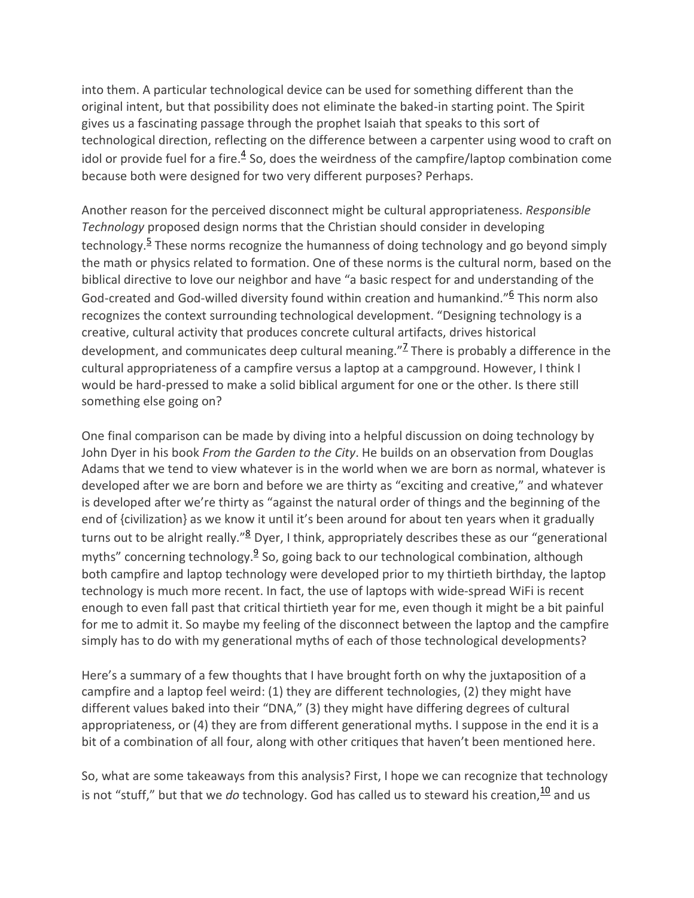into them. A particular technological device can be used for something different than the original intent, but that possibility does not eliminate the baked-in starting point. The Spirit gives us a fascinating passage through the prophet Isaiah that speaks to this sort of technological direction, reflecting on the difference between a carpenter using wood to craft on idol or provide fuel for a fire.[4] So, does the weirdness of the campfire/laptop combination come because both were designed for two very different purposes? Perhaps.

Another reason for the perceived disconnect might be cultural appropriateness. *Responsible Technology* proposed design norms that the Christian should consider in developing technology.[5] These norms recognize the humanness of doing technology and go beyond simply the math or physics related to formation. One of these norms is the cultural norm, based on the biblical directive to love our neighbor and have "a basic respect for and understanding of the God-created and God-willed diversity found within creation and humankind."[6] This norm also recognizes the context surrounding technological development. "Designing technology is a creative, cultural activity that produces concrete cultural artifacts, drives historical development, and communicates deep cultural meaning."[7] There is probably a difference in the cultural appropriateness of a campfire versus a laptop at a campground. However, I think I would be hard-pressed to make a solid biblical argument for one or the other. Is there still something else going on?

One final comparison can be made by diving into a helpful discussion on doing technology by John Dyer in his book *From the Garden to the City*. He builds on an observation from Douglas Adams that we tend to view whatever is in the world when we are born as normal, whatever is developed after we are born and before we are thirty as "exciting and creative," and whatever is developed after we're thirty as "against the natural order of things and the beginning of the end of {civilization} as we know it until it's been around for about ten years when it gradually turns out to be alright really."[8] Dyer, I think, appropriately describes these as our "generational myths" concerning technology.[9] So, going back to our technological combination, although both campfire and laptop technology were developed prior to my thirtieth birthday, the laptop technology is much more recent. In fact, the use of laptops with wide-spread WiFi is recent enough to even fall past that critical thirtieth year for me, even though it might be a bit painful for me to admit it. So maybe my feeling of the disconnect between the laptop and the campfire simply has to do with my generational myths of each of those technological developments?

Here's a summary of a few thoughts that I have brought forth on why the juxtaposition of a campfire and a laptop feel weird: (1) they are different technologies, (2) they might have different values baked into their "DNA," (3) they might have differing degrees of cultural appropriateness, or (4) they are from different generational myths. I suppose in the end it is a bit of a combination of all four, along with other critiques that haven't been mentioned here.

So, what are some takeaways from this analysis? First, I hope we can recognize that technology is not "stuff," but that we *do* technology. God has called us to steward his creation,[10] and us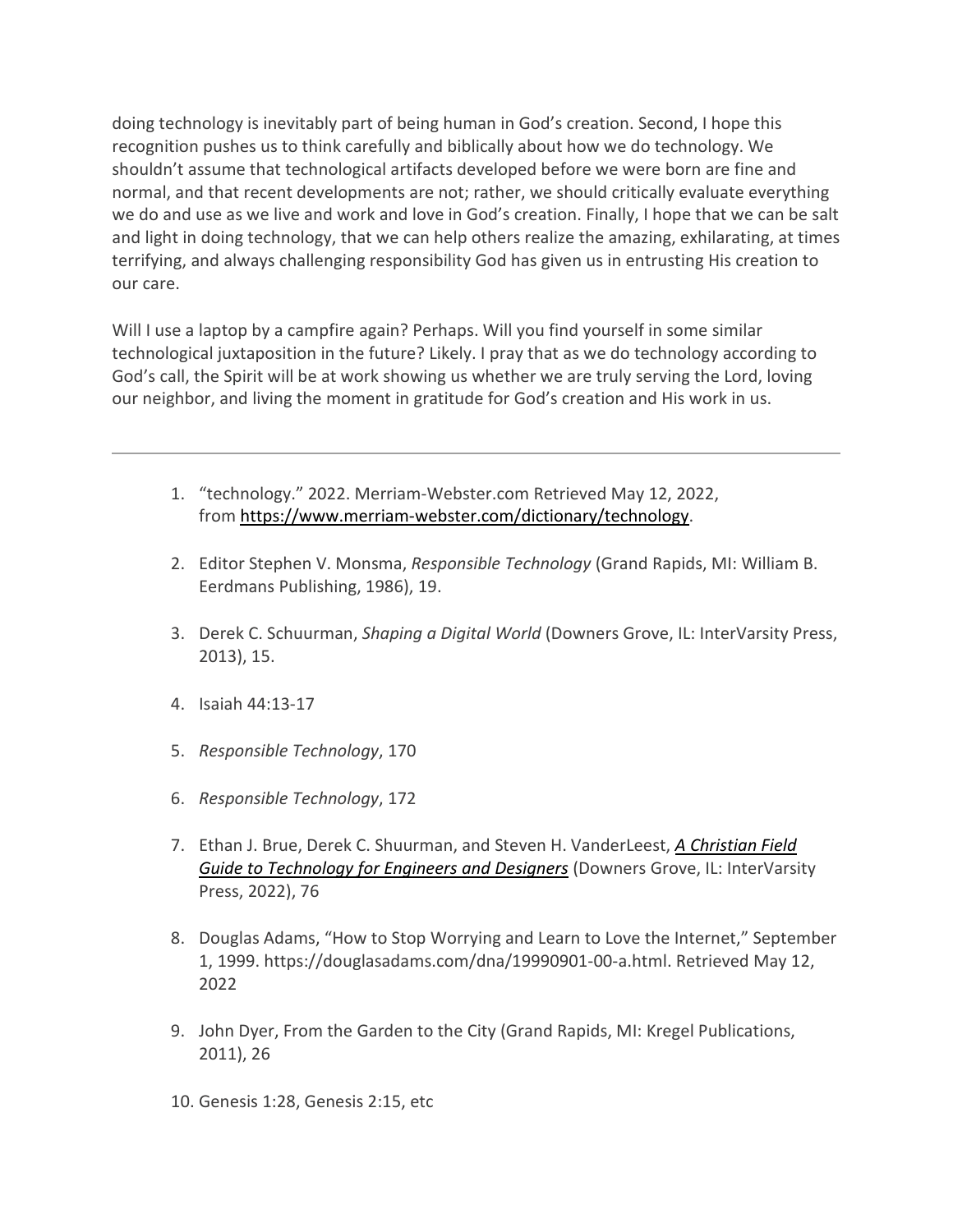doing technology is inevitably part of being human in God's creation. Second, I hope this recognition pushes us to think carefully and biblically about how we do technology. We shouldn't assume that technological artifacts developed before we were born are fine and normal, and that recent developments are not; rather, we should critically evaluate everything we do and use as we live and work and love in God's creation. Finally, I hope that we can be salt and light in doing technology, that we can help others realize the amazing, exhilarating, at times terrifying, and always challenging responsibility God has given us in entrusting His creation to our care.

Will I use a laptop by a campfire again? Perhaps. Will you find yourself in some similar technological juxtaposition in the future? Likely. I pray that as we do technology according to God's call, the Spirit will be at work showing us whether we are truly serving the Lord, loving our neighbor, and living the moment in gratitude for God's creation and His work in us.

---

1. "technology." 2022. Merriam-Webster.com Retrieved May 12, 2022, from https://www.merriam-webster.com/dictionary/technology.
2. Editor Stephen V. Monsma, *Responsible Technology* (Grand Rapids, MI: William B. Eerdmans Publishing, 1986), 19.
3. Derek C. Schuurman, *Shaping a Digital World* (Downers Grove, IL: InterVarsity Press, 2013), 15.
4. Isaiah 44:13-17
5. *Responsible Technology*, 170
6. *Responsible Technology*, 172
7. Ethan J. Brue, Derek C. Shuurman, and Steven H. VanderLeest, ***A Christian Field Guide to Technology for Engineers and Designers*** (Downers Grove, IL: InterVarsity Press, 2022), 76
8. Douglas Adams, "How to Stop Worrying and Learn to Love the Internet," September 1, 1999. https://douglasadams.com/dna/19990901-00-a.html. Retrieved May 12, 2022
9. John Dyer, From the Garden to the City (Grand Rapids, MI: Kregel Publications, 2011), 26
10. Genesis 1:28, Genesis 2:15, etc